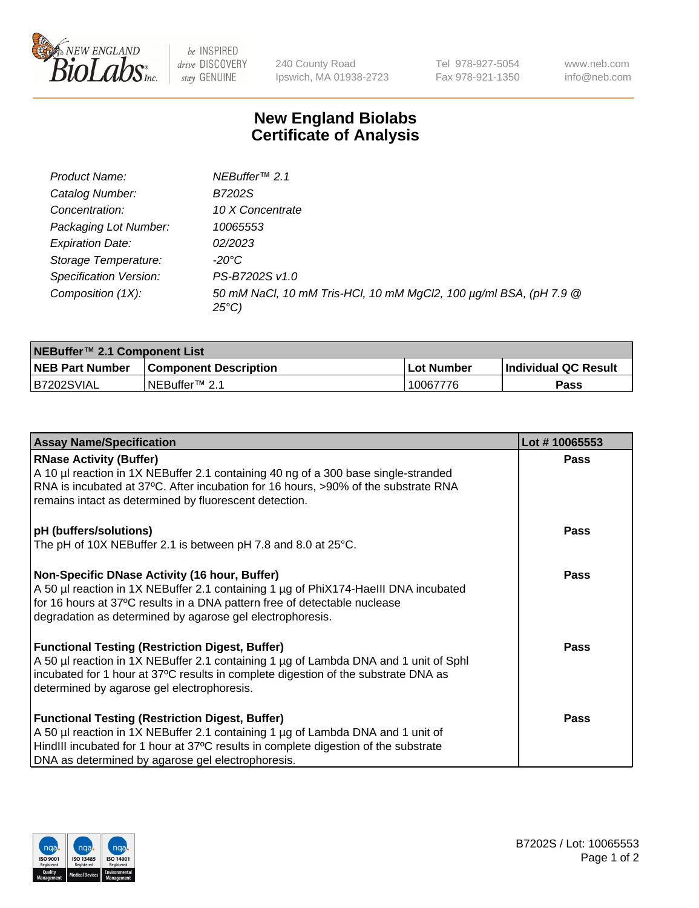240 County Road
Ipswich, MA 01938-2723

Tel 978-927-5054
Fax 978-921-1350

www.neb.com
info@neb.com

# New England Biolabs
# Certificate of Analysis

| | |
|---|---|
| *Product Name:* | *NEBuffer™ 2.1* |
| *Catalog Number:* | *B7202S* |
| *Concentration:* | *10 X Concentrate* |
| *Packaging Lot Number:* | *10065553* |
| *Expiration Date:* | *02/2023* |
| *Storage Temperature:* | *-20°C* |
| *Specification Version:* | *PS-B7202S v1.0* |
| *Composition (1X):* | *50 mM NaCl, 10 mM Tris-HCl, 10 mM $MgCl_2$, 100 µg/ml BSA, (pH 7.9 @ 25°C)* |

| **NEBuffer™ 2.1 Component List** | | | |
|---|---|---|---|
| **NEB Part Number** | **Component Description** | **Lot Number** | **Individual QC Result** |
| B7202SVIAL | NEBuffer™ 2.1 | 10067776 | **Pass** |

| **Assay Name/Specification** | **Lot # 10065553** |
|---|---|
| **RNase Activity (Buffer)**<br>A 10 µl reaction in 1X NEBuffer 2.1 containing 40 ng of a 300 base single-stranded RNA is incubated at 37ºC. After incubation for 16 hours, >90% of the substrate RNA remains intact as determined by fluorescent detection. | **Pass** |
| **pH (buffers/solutions)**<br>The pH of 10X NEBuffer 2.1 is between pH 7.8 and 8.0 at 25°C. | **Pass** |
| **Non-Specific DNase Activity (16 hour, Buffer)**<br>A 50 µl reaction in 1X NEBuffer 2.1 containing 1 µg of PhiX174-HaeIII DNA incubated for 16 hours at 37ºC results in a DNA pattern free of detectable nuclease degradation as determined by agarose gel electrophoresis. | **Pass** |
| **Functional Testing (Restriction Digest, Buffer)**<br>A 50 µl reaction in 1X NEBuffer 2.1 containing 1 µg of Lambda DNA and 1 unit of SphI incubated for 1 hour at 37ºC results in complete digestion of the substrate DNA as determined by agarose gel electrophoresis. | **Pass** |
| **Functional Testing (Restriction Digest, Buffer)**<br>A 50 µl reaction in 1X NEBuffer 2.1 containing 1 µg of Lambda DNA and 1 unit of HindIII incubated for 1 hour at 37ºC results in complete digestion of the substrate DNA as determined by agarose gel electrophoresis. | **Pass** |

B7202S / Lot: 10065553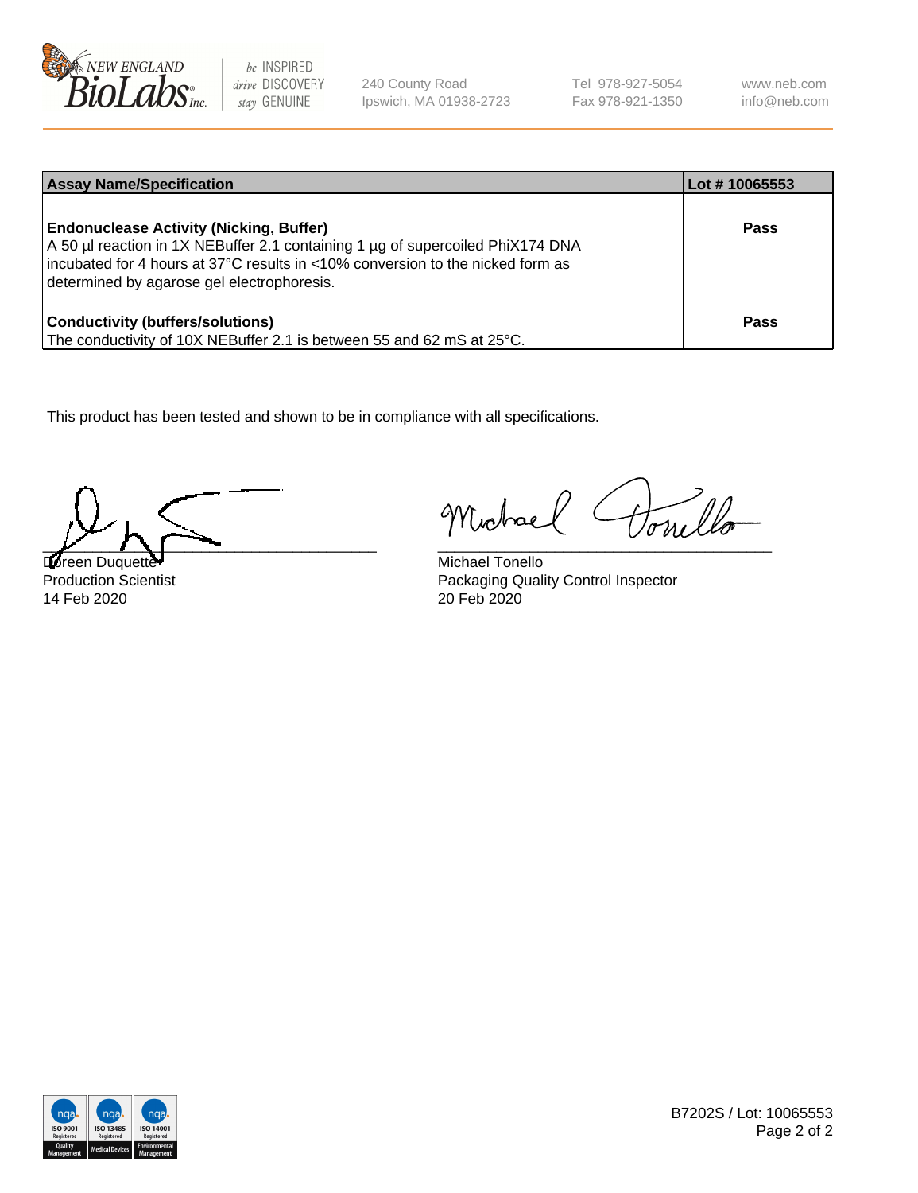| Assay Name/Specification | Lot # 10065553 |
|---|---|
| **Endonuclease Activity (Nicking, Buffer)**<br>A 50 µl reaction in 1X NEBuffer 2.1 containing 1 µg of supercoiled PhiX174 DNA incubated for 4 hours at 37°C results in <10% conversion to the nicked form as determined by agarose gel electrophoresis. | **Pass** |
| **Conductivity (buffers/solutions)**<br>The conductivity of 10X NEBuffer 2.1 is between 55 and 62 mS at 25°C. | **Pass** |

This product has been tested and shown to be in compliance with all specifications.

Doreen Duquette
Production Scientist
14 Feb 2020

Michael Tonello
Packaging Quality Control Inspector
20 Feb 2020

B7202S / Lot: 10065553